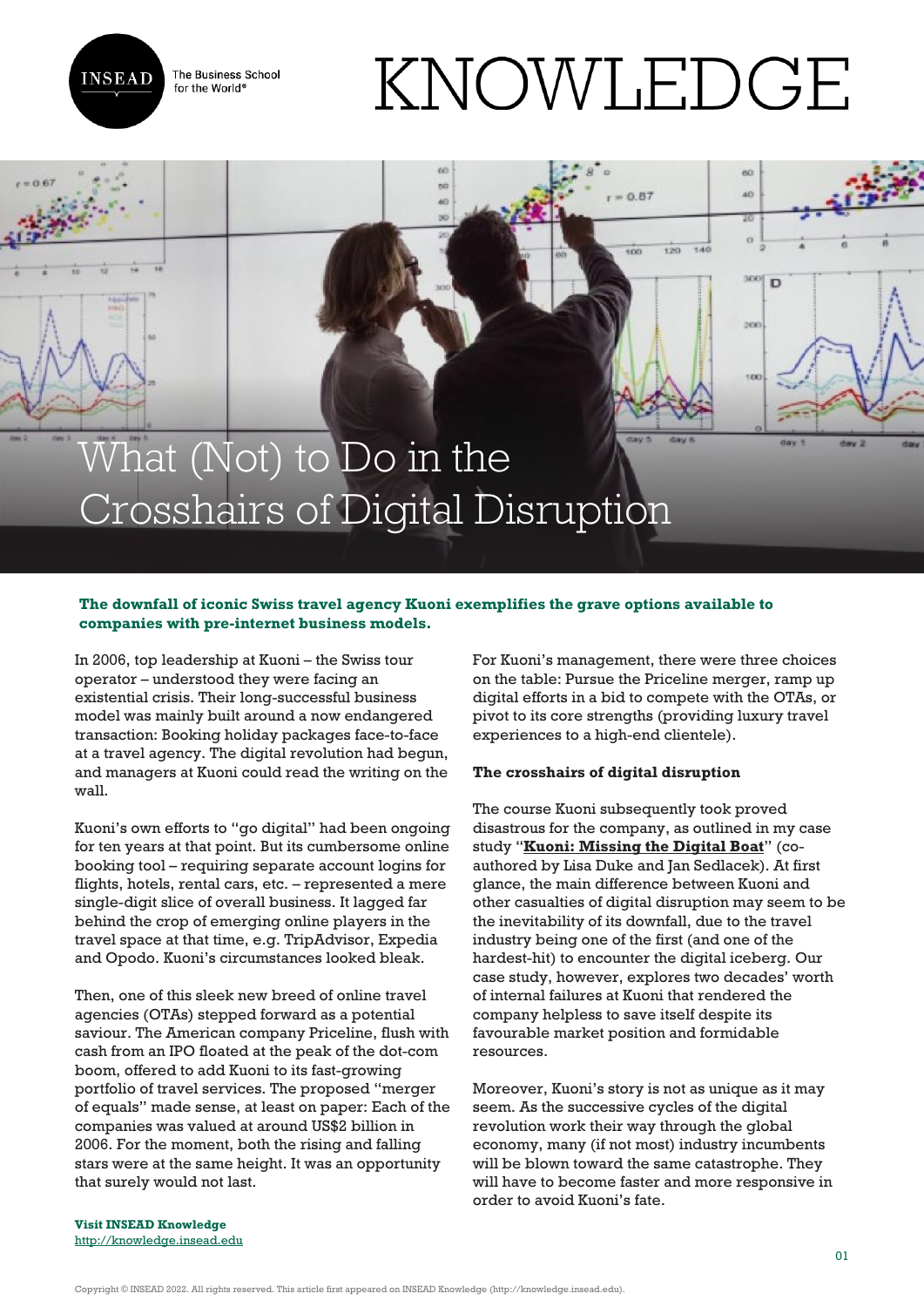# What (Not) to Do in the Crosshairs of Digital Disruption

**The downfall of iconic Swiss travel agency Kuoni exemplifies the grave options available to companies with pre-internet business models.**

In 2006, top leadership at Kuoni – the Swiss tour operator – understood they were facing an existential crisis. Their long-successful business model was mainly built around a now endangered transaction: Booking holiday packages face-to-face at a travel agency. The digital revolution had begun, and managers at Kuoni could read the writing on the wall.

Kuoni's own efforts to "go digital" had been ongoing for ten years at that point. But its cumbersome online booking tool – requiring separate account logins for flights, hotels, rental cars, etc. – represented a mere single-digit slice of overall business. It lagged far behind the crop of emerging online players in the travel space at that time, e.g. TripAdvisor, Expedia and Opodo. Kuoni's circumstances looked bleak.

Then, one of this sleek new breed of online travel agencies (OTAs) stepped forward as a potential saviour. The American company Priceline, flush with cash from an IPO floated at the peak of the dot-com boom, offered to add Kuoni to its fast-growing portfolio of travel services. The proposed "merger of equals" made sense, at least on paper: Each of the companies was valued at around US$2 billion in 2006. For the moment, both the rising and falling stars were at the same height. It was an opportunity that surely would not last.

For Kuoni's management, there were three choices on the table: Pursue the Priceline merger, ramp up digital efforts in a bid to compete with the OTAs, or pivot to its core strengths (providing luxury travel experiences to a high-end clientele).

### The crosshairs of digital disruption

The course Kuoni subsequently took proved disastrous for the company, as outlined in my case study "**Kuoni: Missing the Digital Boat**" (co-authored by Lisa Duke and Jan Sedlacek). At first glance, the main difference between Kuoni and other casualties of digital disruption may seem to be the inevitability of its downfall, due to the travel industry being one of the first (and one of the hardest-hit) to encounter the digital iceberg. Our case study, however, explores two decades' worth of internal failures at Kuoni that rendered the company helpless to save itself despite its favourable market position and formidable resources.

Moreover, Kuoni's story is not as unique as it may seem. As the successive cycles of the digital revolution work their way through the global economy, many (if not most) industry incumbents will be blown toward the same catastrophe. They will have to become faster and more responsive in order to avoid Kuoni's fate.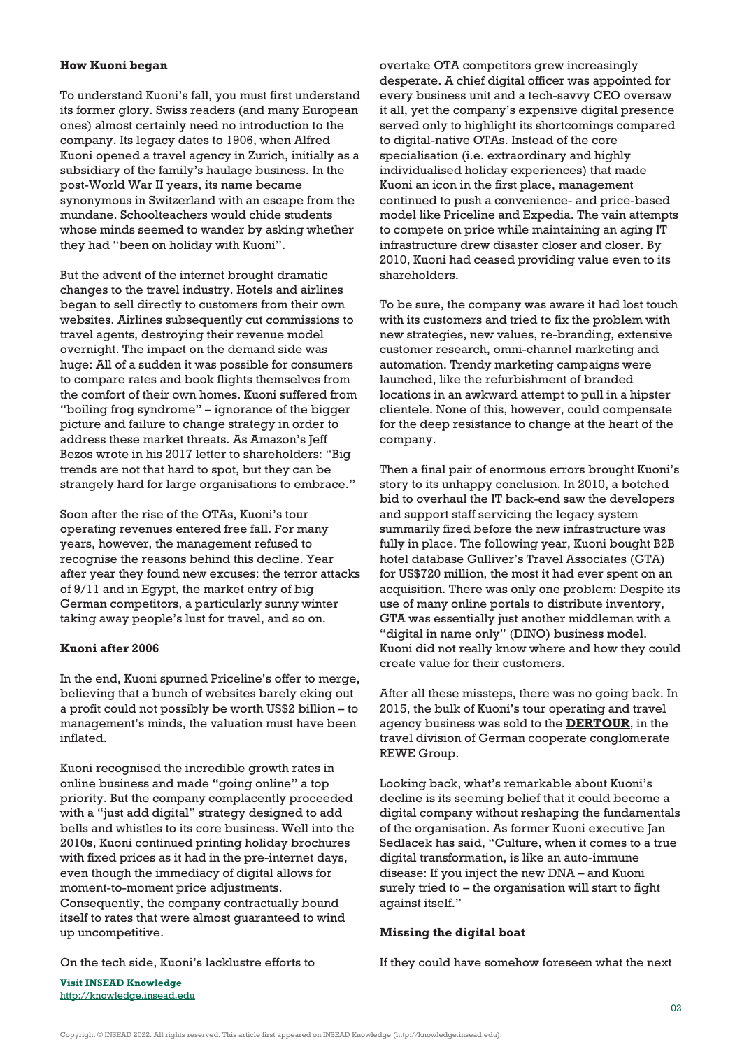**How Kuoni began**

To understand Kuoni's fall, you must first understand its former glory. Swiss readers (and many European ones) almost certainly need no introduction to the company. Its legacy dates to 1906, when Alfred Kuoni opened a travel agency in Zurich, initially as a subsidiary of the family's haulage business. In the post-World War II years, its name became synonymous in Switzerland with an escape from the mundane. Schoolteachers would chide students whose minds seemed to wander by asking whether they had "been on holiday with Kuoni".

But the advent of the internet brought dramatic changes to the travel industry. Hotels and airlines began to sell directly to customers from their own websites. Airlines subsequently cut commissions to travel agents, destroying their revenue model overnight. The impact on the demand side was huge: All of a sudden it was possible for consumers to compare rates and book flights themselves from the comfort of their own homes. Kuoni suffered from "boiling frog syndrome" – ignorance of the bigger picture and failure to change strategy in order to address these market threats. As Amazon's Jeff Bezos wrote in his 2017 letter to shareholders: "Big trends are not that hard to spot, but they can be strangely hard for large organisations to embrace."

Soon after the rise of the OTAs, Kuoni's tour operating revenues entered free fall. For many years, however, the management refused to recognise the reasons behind this decline. Year after year they found new excuses: the terror attacks of 9/11 and in Egypt, the market entry of big German competitors, a particularly sunny winter taking away people's lust for travel, and so on.

**Kuoni after 2006**

In the end, Kuoni spurned Priceline's offer to merge, believing that a bunch of websites barely eking out a profit could not possibly be worth US$2 billion – to management's minds, the valuation must have been inflated.

Kuoni recognised the incredible growth rates in online business and made "going online" a top priority. But the company complacently proceeded with a "just add digital" strategy designed to add bells and whistles to its core business. Well into the 2010s, Kuoni continued printing holiday brochures with fixed prices as it had in the pre-internet days, even though the immediacy of digital allows for moment-to-moment price adjustments. Consequently, the company contractually bound itself to rates that were almost guaranteed to wind up uncompetitive.

On the tech side, Kuoni's lacklustre efforts to overtake OTA competitors grew increasingly desperate. A chief digital officer was appointed for every business unit and a tech-savvy CEO oversaw it all, yet the company's expensive digital presence served only to highlight its shortcomings compared to digital-native OTAs. Instead of the core specialisation (i.e. extraordinary and highly individualised holiday experiences) that made Kuoni an icon in the first place, management continued to push a convenience- and price-based model like Priceline and Expedia. The vain attempts to compete on price while maintaining an aging IT infrastructure drew disaster closer and closer. By 2010, Kuoni had ceased providing value even to its shareholders.

To be sure, the company was aware it had lost touch with its customers and tried to fix the problem with new strategies, new values, re-branding, extensive customer research, omni-channel marketing and automation. Trendy marketing campaigns were launched, like the refurbishment of branded locations in an awkward attempt to pull in a hipster clientele. None of this, however, could compensate for the deep resistance to change at the heart of the company.

Then a final pair of enormous errors brought Kuoni's story to its unhappy conclusion. In 2010, a botched bid to overhaul the IT back-end saw the developers and support staff servicing the legacy system summarily fired before the new infrastructure was fully in place. The following year, Kuoni bought B2B hotel database Gulliver's Travel Associates (GTA) for US$720 million, the most it had ever spent on an acquisition. There was only one problem: Despite its use of many online portals to distribute inventory, GTA was essentially just another middleman with a "digital in name only" (DINO) business model. Kuoni did not really know where and how they could create value for their customers.

After all these missteps, there was no going back. In 2015, the bulk of Kuoni's tour operating and travel agency business was sold to the **DERTOUR**, in the travel division of German cooperate conglomerate REWE Group.

Looking back, what's remarkable about Kuoni's decline is its seeming belief that it could become a digital company without reshaping the fundamentals of the organisation. As former Kuoni executive Jan Sedlacek has said, "Culture, when it comes to a true digital transformation, is like an auto-immune disease: If you inject the new DNA – and Kuoni surely tried to – the organisation will start to fight against itself."

**Missing the digital boat**

If they could have somehow foreseen what the next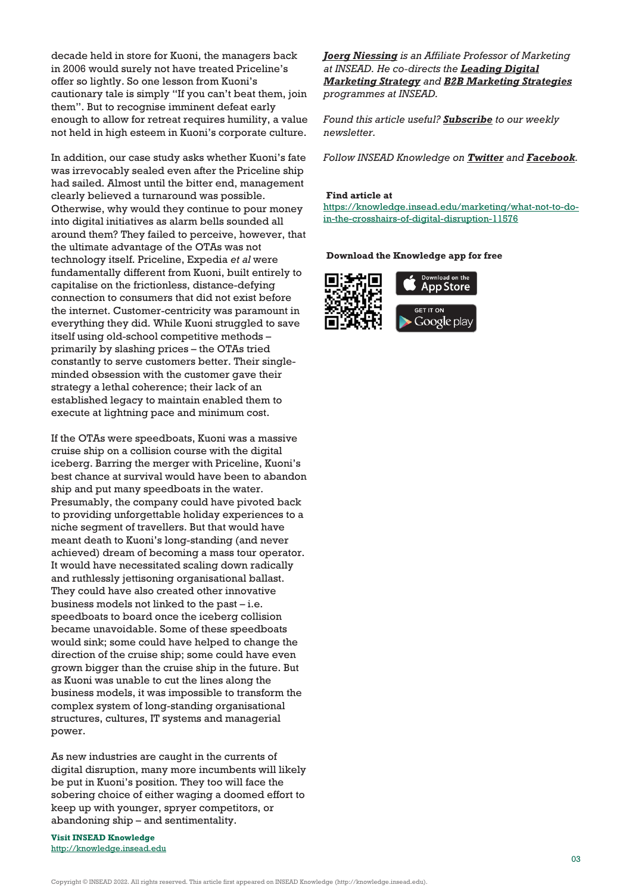decade held in store for Kuoni, the managers back in 2006 would surely not have treated Priceline's offer so lightly. So one lesson from Kuoni's cautionary tale is simply "If you can't beat them, join them". But to recognise imminent defeat early enough to allow for retreat requires humility, a value not held in high esteem in Kuoni's corporate culture.

In addition, our case study asks whether Kuoni's fate was irrevocably sealed even after the Priceline ship had sailed. Almost until the bitter end, management clearly believed a turnaround was possible. Otherwise, why would they continue to pour money into digital initiatives as alarm bells sounded all around them? They failed to perceive, however, that the ultimate advantage of the OTAs was not technology itself. Priceline, Expedia *et al* were fundamentally different from Kuoni, built entirely to capitalise on the frictionless, distance-defying connection to consumers that did not exist before the internet. Customer-centricity was paramount in everything they did. While Kuoni struggled to save itself using old-school competitive methods – primarily by slashing prices – the OTAs tried constantly to serve customers better. Their single-minded obsession with the customer gave their strategy a lethal coherence; their lack of an established legacy to maintain enabled them to execute at lightning pace and minimum cost.

If the OTAs were speedboats, Kuoni was a massive cruise ship on a collision course with the digital iceberg. Barring the merger with Priceline, Kuoni's best chance at survival would have been to abandon ship and put many speedboats in the water. Presumably, the company could have pivoted back to providing unforgettable holiday experiences to a niche segment of travellers. But that would have meant death to Kuoni's long-standing (and never achieved) dream of becoming a mass tour operator. It would have necessitated scaling down radically and ruthlessly jettisoning organisational ballast. They could have also created other innovative business models not linked to the past – i.e. speedboats to board once the iceberg collision became unavoidable. Some of these speedboats would sink; some could have helped to change the direction of the cruise ship; some could have even grown bigger than the cruise ship in the future. But as Kuoni was unable to cut the lines along the business models, it was impossible to transform the complex system of long-standing organisational structures, cultures, IT systems and managerial power.

As new industries are caught in the currents of digital disruption, many more incumbents will likely be put in Kuoni's position. They too will face the sobering choice of either waging a doomed effort to keep up with younger, spryer competitors, or abandoning ship – and sentimentality.

*__Joerg Niessing__ is an Affiliate Professor of Marketing at INSEAD. He co-directs the __Leading Digital Marketing Strategy__ and __B2B Marketing Strategies__ programmes at INSEAD.*

*Found this article useful? __Subscribe__ to our weekly newsletter.*

*Follow INSEAD Knowledge on __Twitter__ and __Facebook__.*

**Find article at**
https://knowledge.insead.edu/marketing/what-not-to-do-in-the-crosshairs-of-digital-disruption-11576

**Download the Knowledge app for free**

Download on the App Store

GET IT ON Google play

**Visit INSEAD Knowledge**
http://knowledge.insead.edu

Copyright © INSEAD 2022. All rights reserved. This article first appeared on INSEAD Knowledge (http://knowledge.insead.edu).